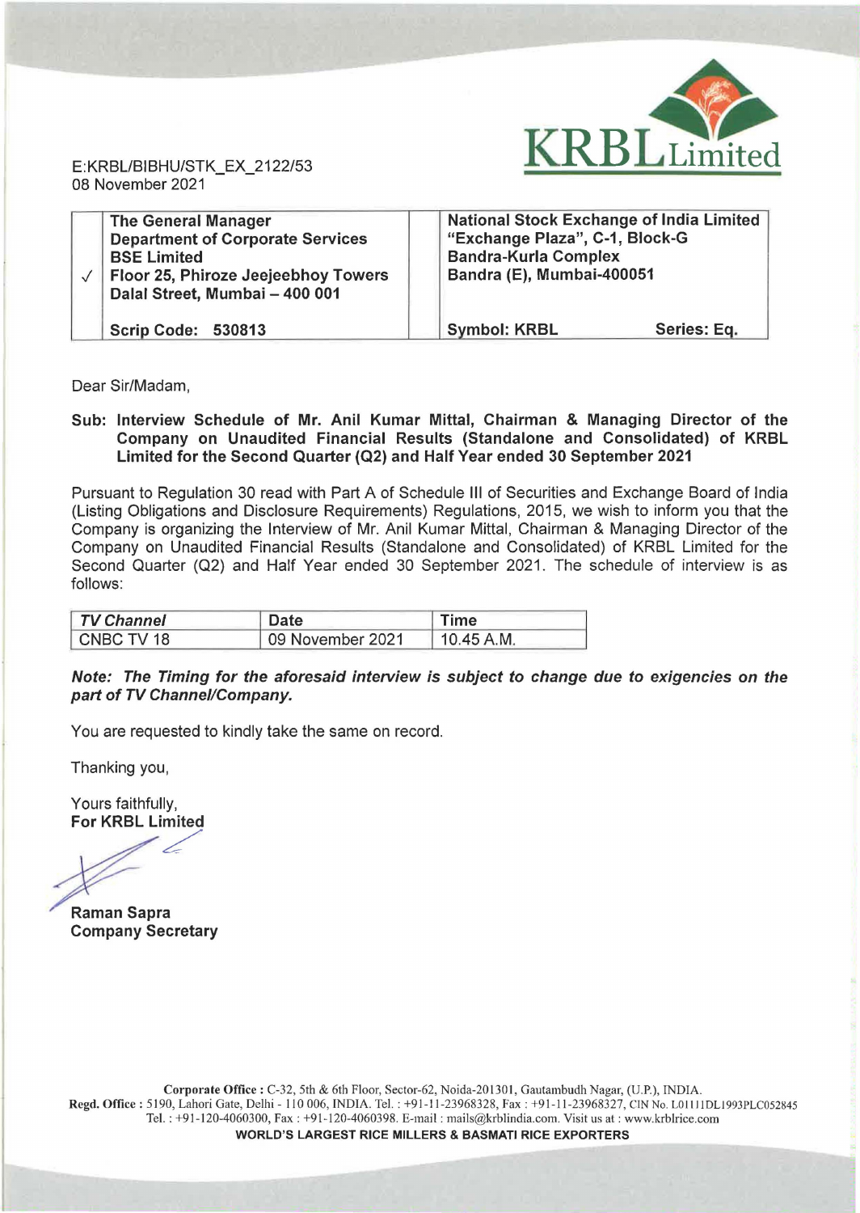E:KRBL/BIBHU/STK_EX_2122/53
08 November 2021

| | | | |
|---|---|---|---|
| √ | **The General Manager**<br>**Department of Corporate Services**<br>**BSE Limited**<br>**Floor 25, Phiroze Jeejeebhoy Towers**<br>**Dalal Street, Mumbai – 400 001**<br><br>**Scrip Code: 530813** | | **National Stock Exchange of India Limited**<br>**"Exchange Plaza", C-1, Block-G**<br>**Bandra-Kurla Complex**<br>**Bandra (E), Mumbai-400051**<br><br>**Symbol: KRBL Series: Eq.** |

Dear Sir/Madam,

**Sub: Interview Schedule of Mr. Anil Kumar Mittal, Chairman & Managing Director of the Company on Unaudited Financial Results (Standalone and Consolidated) of KRBL Limited for the Second Quarter (Q2) and Half Year ended 30 September 2021**

Pursuant to Regulation 30 read with Part A of Schedule III of Securities and Exchange Board of India (Listing Obligations and Disclosure Requirements) Regulations, 2015, we wish to inform you that the Company is organizing the Interview of Mr. Anil Kumar Mittal, Chairman & Managing Director of the Company on Unaudited Financial Results (Standalone and Consolidated) of KRBL Limited for the Second Quarter (Q2) and Half Year ended 30 September 2021. The schedule of interview is as follows:

| *TV Channel* | Date | Time |
|---|---|---|
| CNBC TV 18 | 09 November 2021 | 10.45 A.M. |

***Note: The Timing for the aforesaid interview is subject to change due to exigencies on the part of TV Channel/Company.***

You are requested to kindly take the same on record.

Thanking you,

Yours faithfully,
**For KRBL Limited**

**Raman Sapra**
**Company Secretary**

**Corporate Office :** C-32, 5th & 6th Floor, Sector-62, Noida-201301, Gautambudh Nagar, (U.P.), INDIA.
**Regd. Office :** 5190, Lahori Gate, Delhi - 110 006, INDIA. Tel. : +91-11-23968328, Fax : +91-11-23968327, CIN No. L01111DL1993PLC052845
Tel. : +91-120-4060300, Fax : +91-120-4060398. E-mail : mails@krblindia.com. Visit us at : www.krblrice.com
**WORLD'S LARGEST RICE MILLERS & BASMATI RICE EXPORTERS**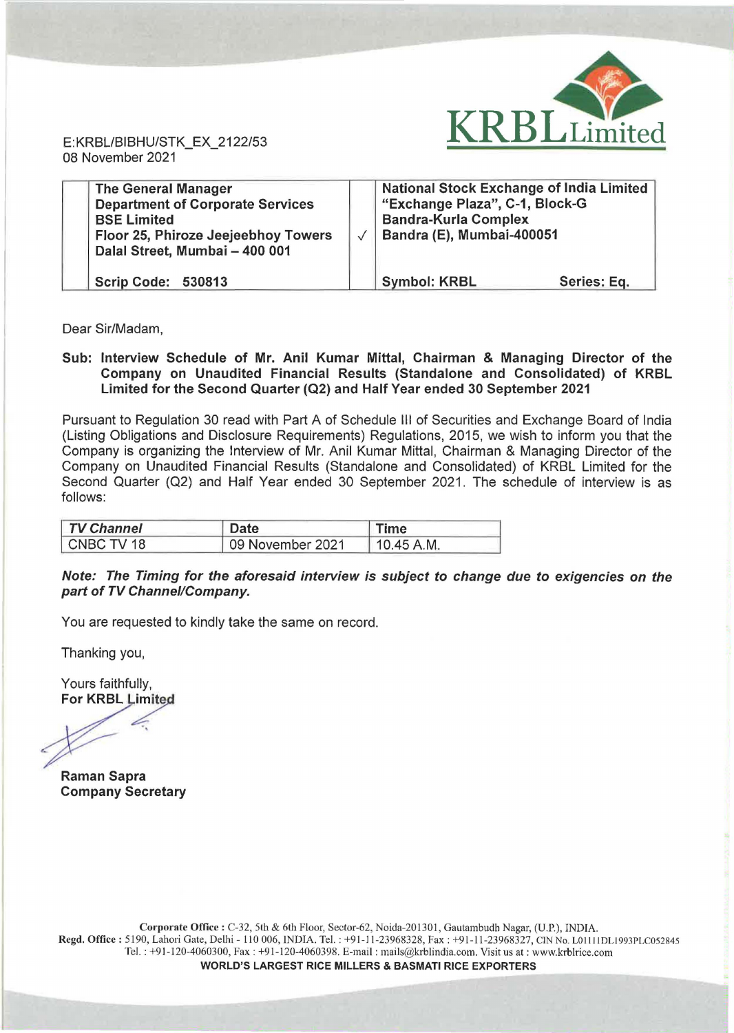KRBL Limited

E:KRBL/BIBHU/STK_EX_2122/53
08 November 2021

| | | | | |
|---|---|---|---|---|
| | **The General Manager**<br>**Department of Corporate Services**<br>**BSE Limited**<br>**Floor 25, Phiroze Jeejeebhoy Towers**<br>**Dalal Street, Mumbai – 400 001**<br><br>**Scrip Code: 530813** | √ | **National Stock Exchange of India Limited**<br>**"Exchange Plaza", C-1, Block-G**<br>**Bandra-Kurla Complex**<br>**Bandra (E), Mumbai-400051**<br><br>**Symbol: KRBL** | **Series: Eq.** |

Dear Sir/Madam,

**Sub: Interview Schedule of Mr. Anil Kumar Mittal, Chairman & Managing Director of the Company on Unaudited Financial Results (Standalone and Consolidated) of KRBL Limited for the Second Quarter (Q2) and Half Year ended 30 September 2021**

Pursuant to Regulation 30 read with Part A of Schedule III of Securities and Exchange Board of India (Listing Obligations and Disclosure Requirements) Regulations, 2015, we wish to inform you that the Company is organizing the Interview of Mr. Anil Kumar Mittal, Chairman & Managing Director of the Company on Unaudited Financial Results (Standalone and Consolidated) of KRBL Limited for the Second Quarter (Q2) and Half Year ended 30 September 2021. The schedule of interview is as follows:

| *TV Channel* | Date | Time |
|---|---|---|
| CNBC TV 18 | 09 November 2021 | 10.45 A.M. |

***Note: The Timing for the aforesaid interview is subject to change due to exigencies on the part of TV Channel/Company.***

You are requested to kindly take the same on record.

Thanking you,

Yours faithfully,
**For KRBL Limited**

**Raman Sapra**
**Company Secretary**

**Corporate Office :** C-32, 5th & 6th Floor, Sector-62, Noida-201301, Gautambudh Nagar, (U.P.), INDIA.
**Regd. Office :** 5190, Lahori Gate, Delhi - 110 006, INDIA. Tel. : +91-11-23968328, Fax : +91-11-23968327, CIN No. L01111DL1993PLC052845
Tel. : +91-120-4060300, Fax : +91-120-4060398. E-mail : mails@krblindia.com. Visit us at : www.krblrice.com
**WORLD'S LARGEST RICE MILLERS & BASMATI RICE EXPORTERS**